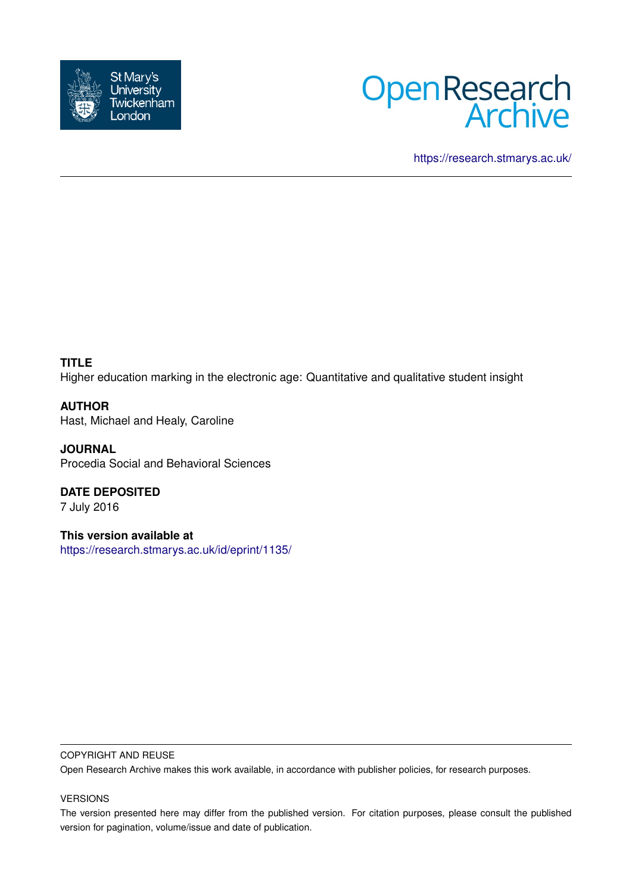St Mary's University Twickenham London

Open Research Archive

https://research.stmarys.ac.uk/

**TITLE**
Higher education marking in the electronic age: Quantitative and qualitative student insight

**AUTHOR**
Hast, Michael and Healy, Caroline

**JOURNAL**
Procedia Social and Behavioral Sciences

**DATE DEPOSITED**
7 July 2016

**This version available at**
https://research.stmarys.ac.uk/id/eprint/1135/

COPYRIGHT AND REUSE

Open Research Archive makes this work available, in accordance with publisher policies, for research purposes.

VERSIONS

The version presented here may differ from the published version. For citation purposes, please consult the published version for pagination, volume/issue and date of publication.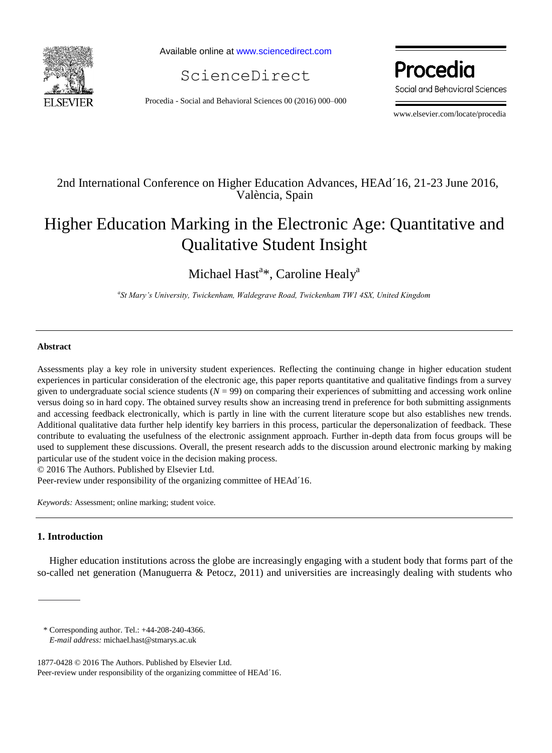2nd International Conference on Higher Education Advances, HEAd´16, 21-23 June 2016, València, Spain

# Higher Education Marking in the Electronic Age: Quantitative and Qualitative Student Insight

Michael Hast[a]*, Caroline Healy[a]

[a]*St Mary's University, Twickenham, Waldegrave Road, Twickenham TW1 4SX, United Kingdom*

---

### Abstract

Assessments play a key role in university student experiences. Reflecting the continuing change in higher education student experiences in particular consideration of the electronic age, this paper reports quantitative and qualitative findings from a survey given to undergraduate social science students ($N = 99$) on comparing their experiences of submitting and accessing work online versus doing so in hard copy. The obtained survey results show an increasing trend in preference for both submitting assignments and accessing feedback electronically, which is partly in line with the current literature scope but also establishes new trends. Additional qualitative data further help identify key barriers in this process, particular the depersonalization of feedback. These contribute to evaluating the usefulness of the electronic assignment approach. Further in-depth data from focus groups will be used to supplement these discussions. Overall, the present research adds to the discussion around electronic marking by making particular use of the student voice in the decision making process.

© 2016 The Authors. Published by Elsevier Ltd.

Peer-review under responsibility of the organizing committee of HEAd´16.

*Keywords:* Assessment; online marking; student voice.

---

## 1. Introduction

Higher education institutions across the globe are increasingly engaging with a student body that forms part of the so-called net generation (Manuguerra & Petocz, 2011) and universities are increasingly dealing with students who

\* Corresponding author. Tel.: +44-208-240-4366.
*E-mail address:* michael.hast@stmarys.ac.uk

1877-0428 © 2016 The Authors. Published by Elsevier Ltd.
Peer-review under responsibility of the organizing committee of HEAd´16.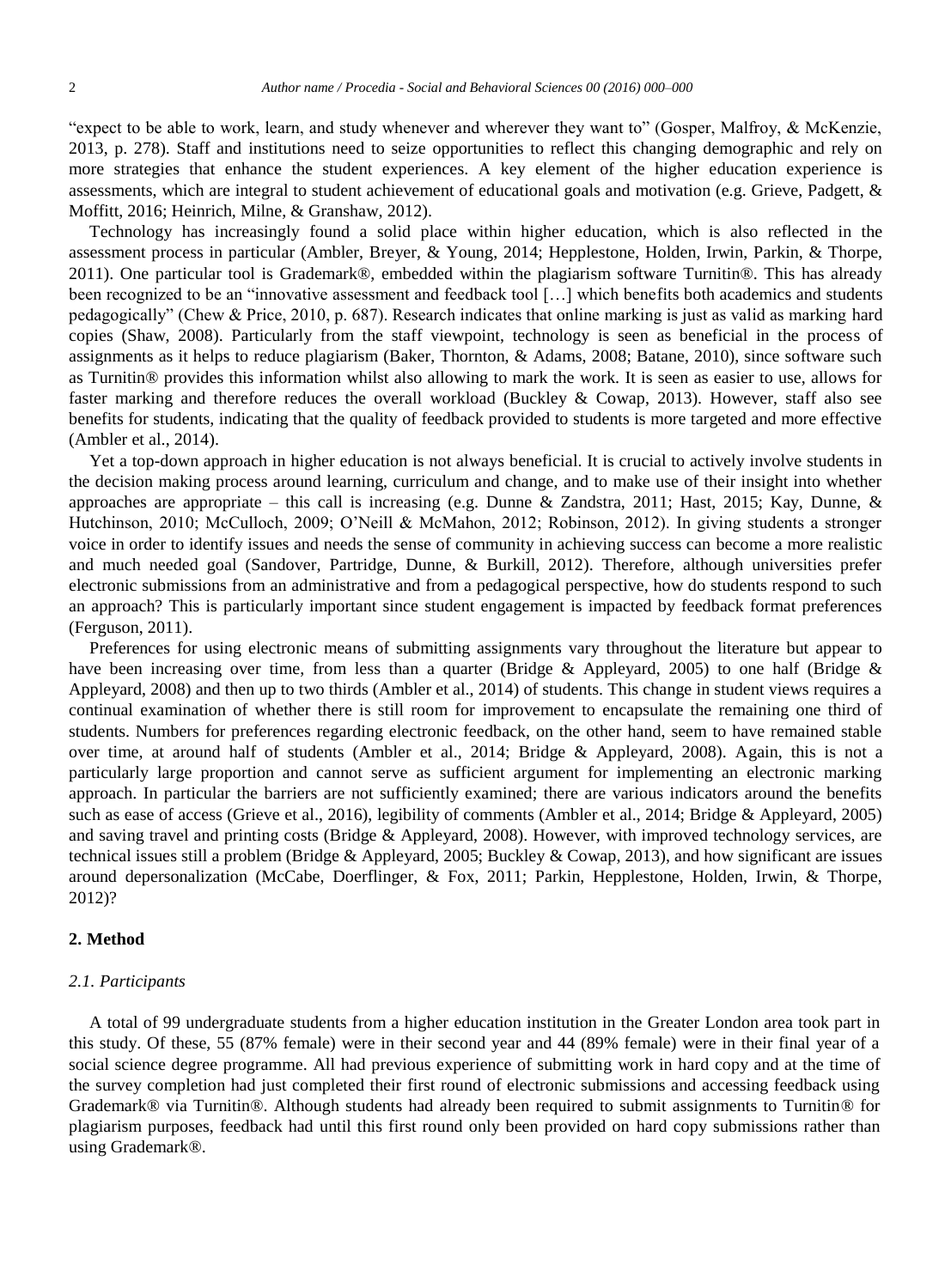"expect to be able to work, learn, and study whenever and wherever they want to" (Gosper, Malfroy, & McKenzie, 2013, p. 278). Staff and institutions need to seize opportunities to reflect this changing demographic and rely on more strategies that enhance the student experiences. A key element of the higher education experience is assessments, which are integral to student achievement of educational goals and motivation (e.g. Grieve, Padgett, & Moffitt, 2016; Heinrich, Milne, & Granshaw, 2012).

Technology has increasingly found a solid place within higher education, which is also reflected in the assessment process in particular (Ambler, Breyer, & Young, 2014; Hepplestone, Holden, Irwin, Parkin, & Thorpe, 2011). One particular tool is Grademark®, embedded within the plagiarism software Turnitin®. This has already been recognized to be an "innovative assessment and feedback tool […] which benefits both academics and students pedagogically" (Chew & Price, 2010, p. 687). Research indicates that online marking is just as valid as marking hard copies (Shaw, 2008). Particularly from the staff viewpoint, technology is seen as beneficial in the process of assignments as it helps to reduce plagiarism (Baker, Thornton, & Adams, 2008; Batane, 2010), since software such as Turnitin® provides this information whilst also allowing to mark the work. It is seen as easier to use, allows for faster marking and therefore reduces the overall workload (Buckley & Cowap, 2013). However, staff also see benefits for students, indicating that the quality of feedback provided to students is more targeted and more effective (Ambler et al., 2014).

Yet a top-down approach in higher education is not always beneficial. It is crucial to actively involve students in the decision making process around learning, curriculum and change, and to make use of their insight into whether approaches are appropriate – this call is increasing (e.g. Dunne & Zandstra, 2011; Hast, 2015; Kay, Dunne, & Hutchinson, 2010; McCulloch, 2009; O'Neill & McMahon, 2012; Robinson, 2012). In giving students a stronger voice in order to identify issues and needs the sense of community in achieving success can become a more realistic and much needed goal (Sandover, Partridge, Dunne, & Burkill, 2012). Therefore, although universities prefer electronic submissions from an administrative and from a pedagogical perspective, how do students respond to such an approach? This is particularly important since student engagement is impacted by feedback format preferences (Ferguson, 2011).

Preferences for using electronic means of submitting assignments vary throughout the literature but appear to have been increasing over time, from less than a quarter (Bridge & Appleyard, 2005) to one half (Bridge & Appleyard, 2008) and then up to two thirds (Ambler et al., 2014) of students. This change in student views requires a continual examination of whether there is still room for improvement to encapsulate the remaining one third of students. Numbers for preferences regarding electronic feedback, on the other hand, seem to have remained stable over time, at around half of students (Ambler et al., 2014; Bridge & Appleyard, 2008). Again, this is not a particularly large proportion and cannot serve as sufficient argument for implementing an electronic marking approach. In particular the barriers are not sufficiently examined; there are various indicators around the benefits such as ease of access (Grieve et al., 2016), legibility of comments (Ambler et al., 2014; Bridge & Appleyard, 2005) and saving travel and printing costs (Bridge & Appleyard, 2008). However, with improved technology services, are technical issues still a problem (Bridge & Appleyard, 2005; Buckley & Cowap, 2013), and how significant are issues around depersonalization (McCabe, Doerflinger, & Fox, 2011; Parkin, Hepplestone, Holden, Irwin, & Thorpe, 2012)?

## 2. Method

### *2.1. Participants*

A total of 99 undergraduate students from a higher education institution in the Greater London area took part in this study. Of these, 55 (87% female) were in their second year and 44 (89% female) were in their final year of a social science degree programme. All had previous experience of submitting work in hard copy and at the time of the survey completion had just completed their first round of electronic submissions and accessing feedback using Grademark® via Turnitin®. Although students had already been required to submit assignments to Turnitin® for plagiarism purposes, feedback had until this first round only been provided on hard copy submissions rather than using Grademark®.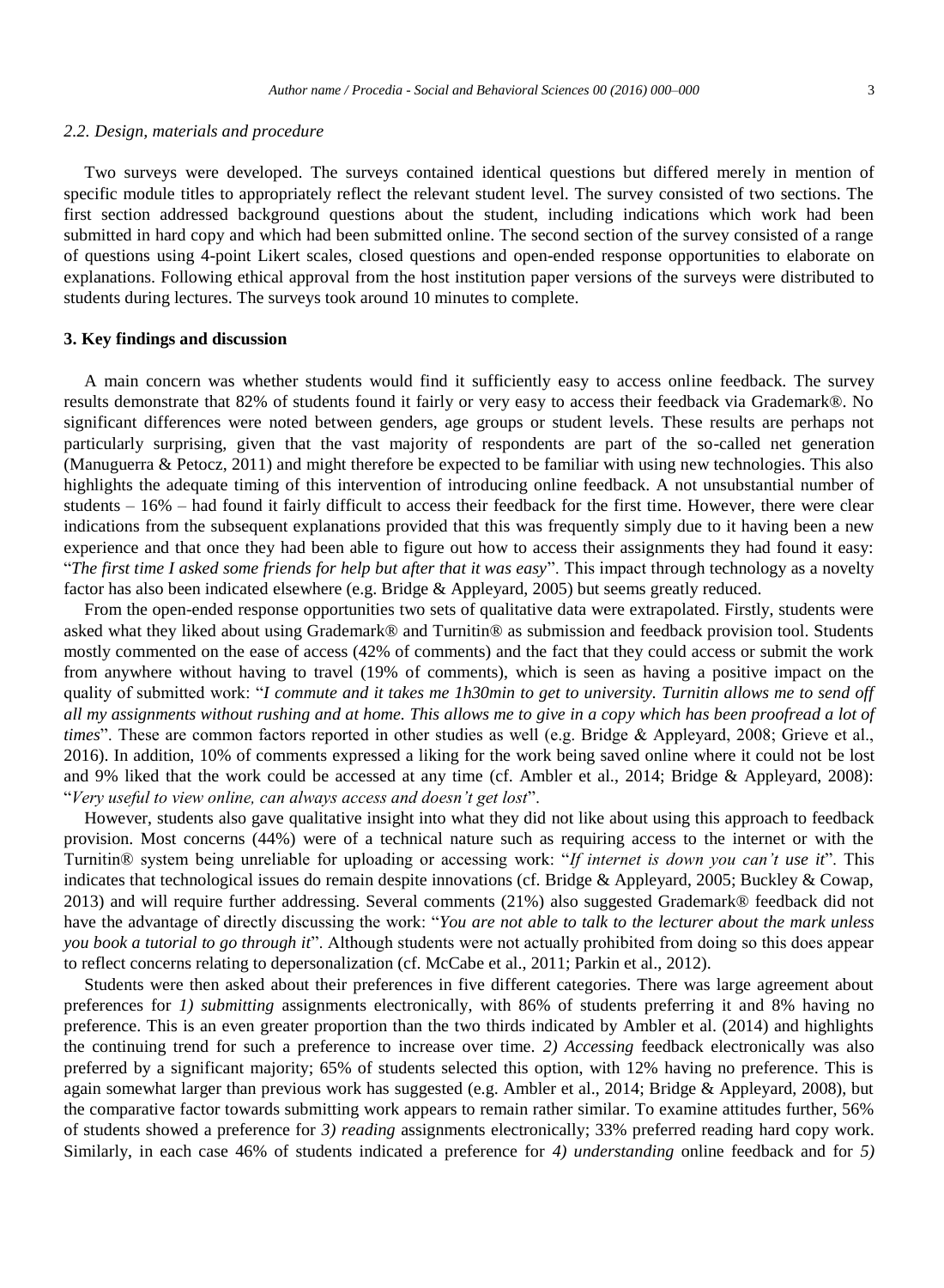### 2.2. Design, materials and procedure

Two surveys were developed. The surveys contained identical questions but differed merely in mention of specific module titles to appropriately reflect the relevant student level. The survey consisted of two sections. The first section addressed background questions about the student, including indications which work had been submitted in hard copy and which had been submitted online. The second section of the survey consisted of a range of questions using 4-point Likert scales, closed questions and open-ended response opportunities to elaborate on explanations. Following ethical approval from the host institution paper versions of the surveys were distributed to students during lectures. The surveys took around 10 minutes to complete.

## 3. Key findings and discussion

A main concern was whether students would find it sufficiently easy to access online feedback. The survey results demonstrate that 82% of students found it fairly or very easy to access their feedback via Grademark®. No significant differences were noted between genders, age groups or student levels. These results are perhaps not particularly surprising, given that the vast majority of respondents are part of the so-called net generation (Manuguerra & Petocz, 2011) and might therefore be expected to be familiar with using new technologies. This also highlights the adequate timing of this intervention of introducing online feedback. A not unsubstantial number of students – 16% – had found it fairly difficult to access their feedback for the first time. However, there were clear indications from the subsequent explanations provided that this was frequently simply due to it having been a new experience and that once they had been able to figure out how to access their assignments they had found it easy: "*The first time I asked some friends for help but after that it was easy*". This impact through technology as a novelty factor has also been indicated elsewhere (e.g. Bridge & Appleyard, 2005) but seems greatly reduced.

From the open-ended response opportunities two sets of qualitative data were extrapolated. Firstly, students were asked what they liked about using Grademark® and Turnitin® as submission and feedback provision tool. Students mostly commented on the ease of access (42% of comments) and the fact that they could access or submit the work from anywhere without having to travel (19% of comments), which is seen as having a positive impact on the quality of submitted work: "*I commute and it takes me 1h30min to get to university. Turnitin allows me to send off all my assignments without rushing and at home. This allows me to give in a copy which has been proofread a lot of times*". These are common factors reported in other studies as well (e.g. Bridge & Appleyard, 2008; Grieve et al., 2016). In addition, 10% of comments expressed a liking for the work being saved online where it could not be lost and 9% liked that the work could be accessed at any time (cf. Ambler et al., 2014; Bridge & Appleyard, 2008): "*Very useful to view online, can always access and doesn't get lost*".

However, students also gave qualitative insight into what they did not like about using this approach to feedback provision. Most concerns (44%) were of a technical nature such as requiring access to the internet or with the Turnitin® system being unreliable for uploading or accessing work: "*If internet is down you can't use it*". This indicates that technological issues do remain despite innovations (cf. Bridge & Appleyard, 2005; Buckley & Cowap, 2013) and will require further addressing. Several comments (21%) also suggested Grademark® feedback did not have the advantage of directly discussing the work: "*You are not able to talk to the lecturer about the mark unless you book a tutorial to go through it*". Although students were not actually prohibited from doing so this does appear to reflect concerns relating to depersonalization (cf. McCabe et al., 2011; Parkin et al., 2012).

Students were then asked about their preferences in five different categories. There was large agreement about preferences for *1) submitting* assignments electronically, with 86% of students preferring it and 8% having no preference. This is an even greater proportion than the two thirds indicated by Ambler et al. (2014) and highlights the continuing trend for such a preference to increase over time. *2) Accessing* feedback electronically was also preferred by a significant majority; 65% of students selected this option, with 12% having no preference. This is again somewhat larger than previous work has suggested (e.g. Ambler et al., 2014; Bridge & Appleyard, 2008), but the comparative factor towards submitting work appears to remain rather similar. To examine attitudes further, 56% of students showed a preference for *3) reading* assignments electronically; 33% preferred reading hard copy work. Similarly, in each case 46% of students indicated a preference for *4) understanding* online feedback and for *5)*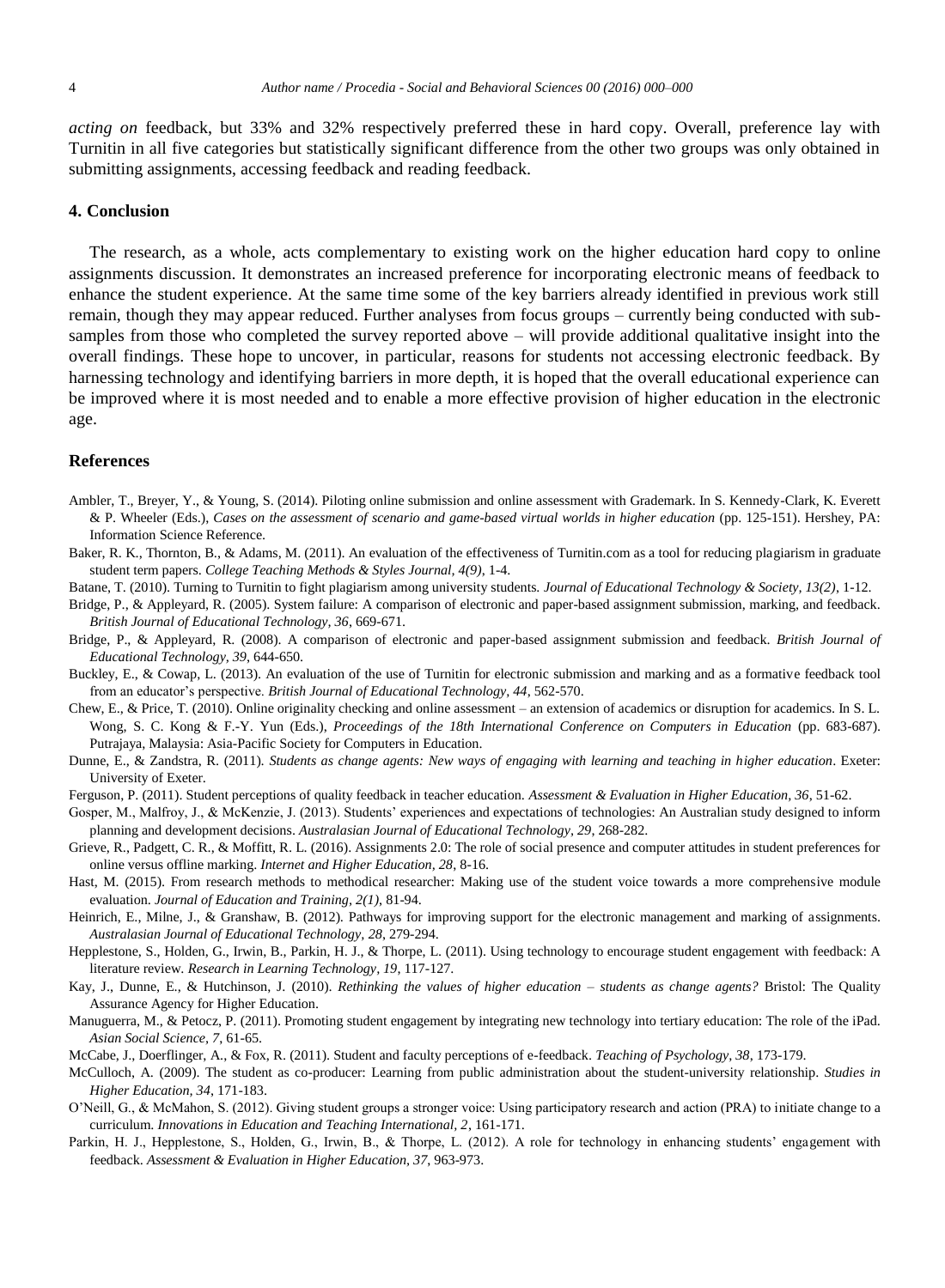*acting on* feedback, but 33% and 32% respectively preferred these in hard copy. Overall, preference lay with Turnitin in all five categories but statistically significant difference from the other two groups was only obtained in submitting assignments, accessing feedback and reading feedback.

## 4. Conclusion

The research, as a whole, acts complementary to existing work on the higher education hard copy to online assignments discussion. It demonstrates an increased preference for incorporating electronic means of feedback to enhance the student experience. At the same time some of the key barriers already identified in previous work still remain, though they may appear reduced. Further analyses from focus groups – currently being conducted with sub-samples from those who completed the survey reported above – will provide additional qualitative insight into the overall findings. These hope to uncover, in particular, reasons for students not accessing electronic feedback. By harnessing technology and identifying barriers in more depth, it is hoped that the overall educational experience can be improved where it is most needed and to enable a more effective provision of higher education in the electronic age.

## References

Ambler, T., Breyer, Y., & Young, S. (2014). Piloting online submission and online assessment with Grademark. In S. Kennedy-Clark, K. Everett & P. Wheeler (Eds.), *Cases on the assessment of scenario and game-based virtual worlds in higher education* (pp. 125-151). Hershey, PA: Information Science Reference.

Baker, R. K., Thornton, B., & Adams, M. (2011). An evaluation of the effectiveness of Turnitin.com as a tool for reducing plagiarism in graduate student term papers. *College Teaching Methods & Styles Journal, 4(9)*, 1-4.

Batane, T. (2010). Turning to Turnitin to fight plagiarism among university students. *Journal of Educational Technology & Society, 13(2)*, 1-12.

Bridge, P., & Appleyard, R. (2005). System failure: A comparison of electronic and paper-based assignment submission, marking, and feedback. *British Journal of Educational Technology, 36*, 669-671.

Bridge, P., & Appleyard, R. (2008). A comparison of electronic and paper-based assignment submission and feedback. *British Journal of Educational Technology, 39*, 644-650.

Buckley, E., & Cowap, L. (2013). An evaluation of the use of Turnitin for electronic submission and marking and as a formative feedback tool from an educator's perspective. *British Journal of Educational Technology, 44*, 562-570.

Chew, E., & Price, T. (2010). Online originality checking and online assessment – an extension of academics or disruption for academics. In S. L. Wong, S. C. Kong & F.-Y. Yun (Eds.), *Proceedings of the 18th International Conference on Computers in Education* (pp. 683-687). Putrajaya, Malaysia: Asia-Pacific Society for Computers in Education.

Dunne, E., & Zandstra, R. (2011). *Students as change agents: New ways of engaging with learning and teaching in higher education*. Exeter: University of Exeter.

Ferguson, P. (2011). Student perceptions of quality feedback in teacher education. *Assessment & Evaluation in Higher Education, 36*, 51-62.

Gosper, M., Malfroy, J., & McKenzie, J. (2013). Students' experiences and expectations of technologies: An Australian study designed to inform planning and development decisions. *Australasian Journal of Educational Technology, 29*, 268-282.

Grieve, R., Padgett, C. R., & Moffitt, R. L. (2016). Assignments 2.0: The role of social presence and computer attitudes in student preferences for online versus offline marking. *Internet and Higher Education, 28*, 8-16.

Hast, M. (2015). From research methods to methodical researcher: Making use of the student voice towards a more comprehensive module evaluation. *Journal of Education and Training, 2(1)*, 81-94.

Heinrich, E., Milne, J., & Granshaw, B. (2012). Pathways for improving support for the electronic management and marking of assignments. *Australasian Journal of Educational Technology, 28*, 279-294.

Hepplestone, S., Holden, G., Irwin, B., Parkin, H. J., & Thorpe, L. (2011). Using technology to encourage student engagement with feedback: A literature review. *Research in Learning Technology, 19*, 117-127.

Kay, J., Dunne, E., & Hutchinson, J. (2010). *Rethinking the values of higher education – students as change agents?* Bristol: The Quality Assurance Agency for Higher Education.

Manuguerra, M., & Petocz, P. (2011). Promoting student engagement by integrating new technology into tertiary education: The role of the iPad. *Asian Social Science, 7*, 61-65.

McCabe, J., Doerflinger, A., & Fox, R. (2011). Student and faculty perceptions of e-feedback. *Teaching of Psychology, 38*, 173-179.

McCulloch, A. (2009). The student as co-producer: Learning from public administration about the student-university relationship. *Studies in Higher Education, 34*, 171-183.

O'Neill, G., & McMahon, S. (2012). Giving student groups a stronger voice: Using participatory research and action (PRA) to initiate change to a curriculum. *Innovations in Education and Teaching International, 2*, 161-171.

Parkin, H. J., Hepplestone, S., Holden, G., Irwin, B., & Thorpe, L. (2012). A role for technology in enhancing students' engagement with feedback. *Assessment & Evaluation in Higher Education, 37*, 963-973.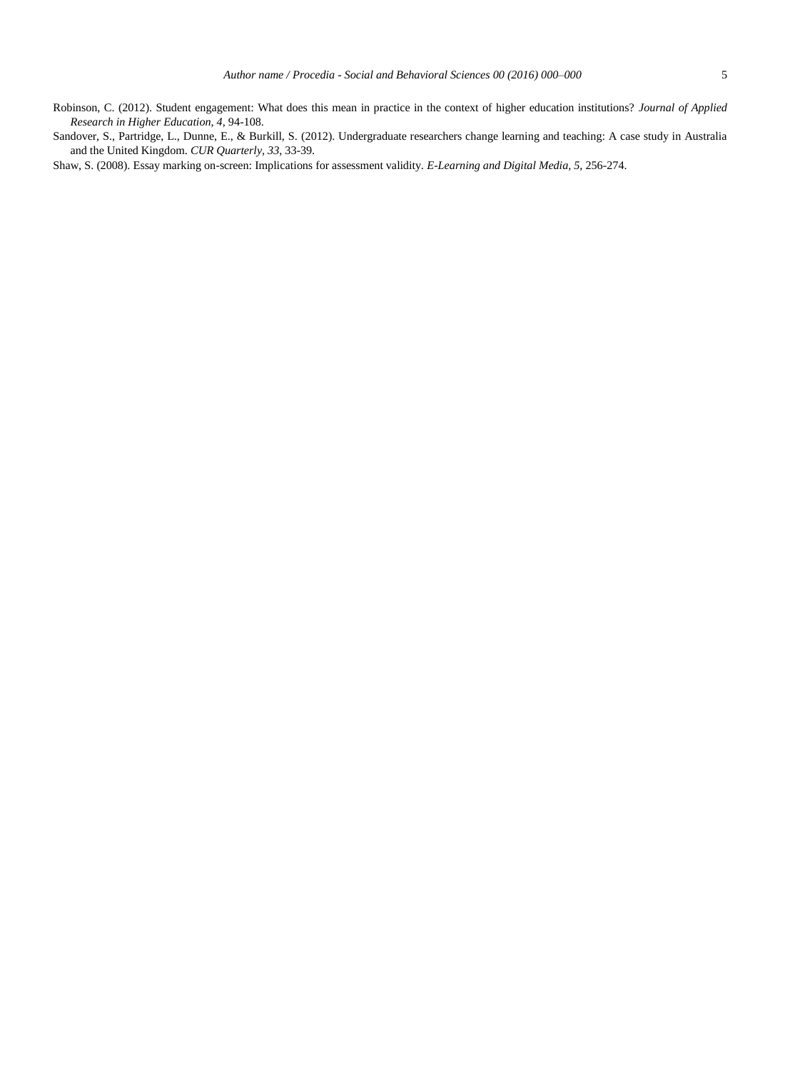Robinson, C. (2012). Student engagement: What does this mean in practice in the context of higher education institutions? *Journal of Applied Research in Higher Education, 4*, 94-108.

Sandover, S., Partridge, L., Dunne, E., & Burkill, S. (2012). Undergraduate researchers change learning and teaching: A case study in Australia and the United Kingdom. *CUR Quarterly, 33*, 33-39.

Shaw, S. (2008). Essay marking on-screen: Implications for assessment validity. *E-Learning and Digital Media, 5*, 256-274.